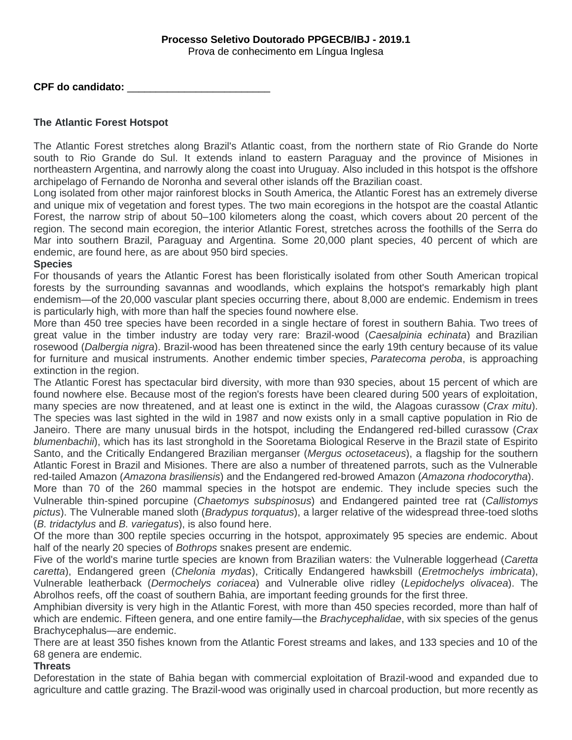**Processo Seletivo Doutorado PPGECB/IBJ - 2019.1**
Prova de conhecimento em Língua Inglesa

**CPF do candidato:** ________________________

## The Atlantic Forest Hotspot

The Atlantic Forest stretches along Brazil's Atlantic coast, from the northern state of Rio Grande do Norte south to Rio Grande do Sul. It extends inland to eastern Paraguay and the province of Misiones in northeastern Argentina, and narrowly along the coast into Uruguay. Also included in this hotspot is the offshore archipelago of Fernando de Noronha and several other islands off the Brazilian coast.

Long isolated from other major rainforest blocks in South America, the Atlantic Forest has an extremely diverse and unique mix of vegetation and forest types. The two main ecoregions in the hotspot are the coastal Atlantic Forest, the narrow strip of about 50–100 kilometers along the coast, which covers about 20 percent of the region. The second main ecoregion, the interior Atlantic Forest, stretches across the foothills of the Serra do Mar into southern Brazil, Paraguay and Argentina. Some 20,000 plant species, 40 percent of which are endemic, are found here, as are about 950 bird species.

**Species**

For thousands of years the Atlantic Forest has been floristically isolated from other South American tropical forests by the surrounding savannas and woodlands, which explains the hotspot's remarkably high plant endemism—of the 20,000 vascular plant species occurring there, about 8,000 are endemic. Endemism in trees is particularly high, with more than half the species found nowhere else.

More than 450 tree species have been recorded in a single hectare of forest in southern Bahia. Two trees of great value in the timber industry are today very rare: Brazil-wood (*Caesalpinia echinata*) and Brazilian rosewood (*Dalbergia nigra*). Brazil-wood has been threatened since the early 19th century because of its value for furniture and musical instruments. Another endemic timber species, *Paratecoma peroba*, is approaching extinction in the region.

The Atlantic Forest has spectacular bird diversity, with more than 930 species, about 15 percent of which are found nowhere else. Because most of the region's forests have been cleared during 500 years of exploitation, many species are now threatened, and at least one is extinct in the wild, the Alagoas curassow (*Crax mitu*). The species was last sighted in the wild in 1987 and now exists only in a small captive population in Rio de Janeiro. There are many unusual birds in the hotspot, including the Endangered red-billed curassow (*Crax blumenbachii*), which has its last stronghold in the Sooretama Biological Reserve in the Brazil state of Espirito Santo, and the Critically Endangered Brazilian merganser (*Mergus octosetaceus*), a flagship for the southern Atlantic Forest in Brazil and Misiones. There are also a number of threatened parrots, such as the Vulnerable red-tailed Amazon (*Amazona brasiliensis*) and the Endangered red-browed Amazon (*Amazona rhodocorytha*).

More than 70 of the 260 mammal species in the hotspot are endemic. They include species such the Vulnerable thin-spined porcupine (*Chaetomys subspinosus*) and Endangered painted tree rat (*Callistomys pictus*). The Vulnerable maned sloth (*Bradypus torquatus*), a larger relative of the widespread three-toed sloths (*B. tridactylus* and *B. variegatus*), is also found here.

Of the more than 300 reptile species occurring in the hotspot, approximately 95 species are endemic. About half of the nearly 20 species of *Bothrops* snakes present are endemic.

Five of the world's marine turtle species are known from Brazilian waters: the Vulnerable loggerhead (*Caretta caretta*), Endangered green (*Chelonia mydas*), Critically Endangered hawksbill (*Eretmochelys imbricata*), Vulnerable leatherback (*Dermochelys coriacea*) and Vulnerable olive ridley (*Lepidochelys olivacea*). The Abrolhos reefs, off the coast of southern Bahia, are important feeding grounds for the first three.

Amphibian diversity is very high in the Atlantic Forest, with more than 450 species recorded, more than half of which are endemic. Fifteen genera, and one entire family—the *Brachycephalidae*, with six species of the genus Brachycephalus—are endemic.

There are at least 350 fishes known from the Atlantic Forest streams and lakes, and 133 species and 10 of the 68 genera are endemic.

**Threats**

Deforestation in the state of Bahia began with commercial exploitation of Brazil-wood and expanded due to agriculture and cattle grazing. The Brazil-wood was originally used in charcoal production, but more recently as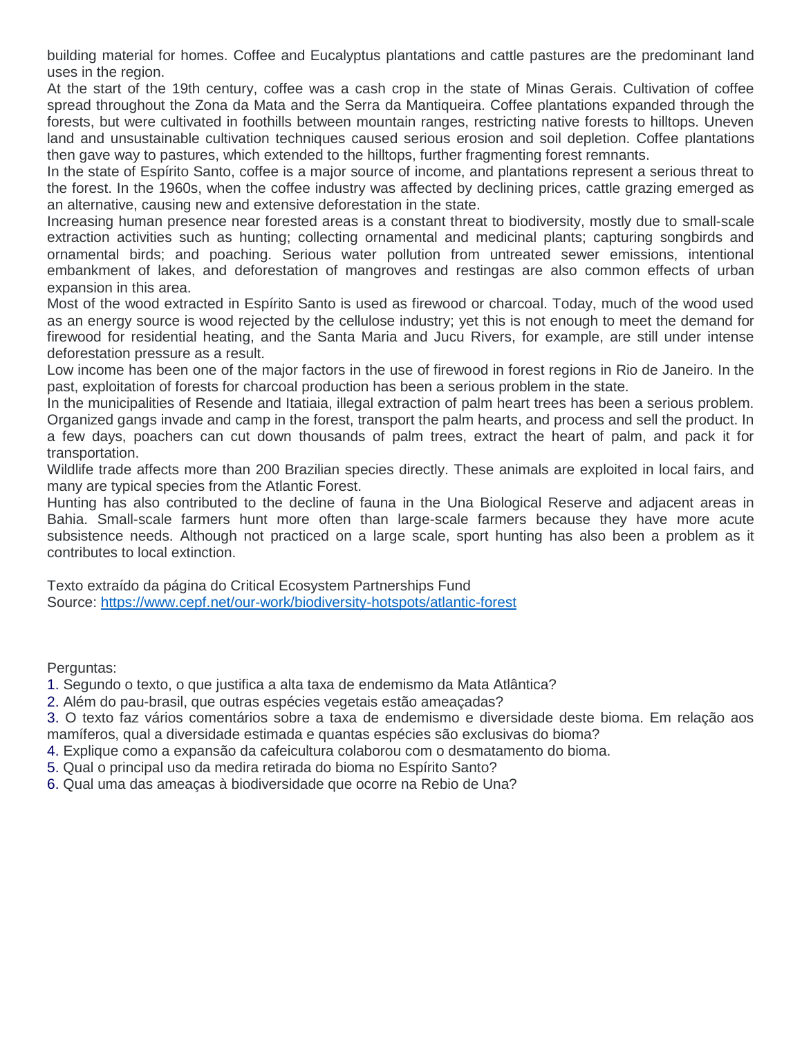building material for homes. Coffee and Eucalyptus plantations and cattle pastures are the predominant land uses in the region.

At the start of the 19th century, coffee was a cash crop in the state of Minas Gerais. Cultivation of coffee spread throughout the Zona da Mata and the Serra da Mantiqueira. Coffee plantations expanded through the forests, but were cultivated in foothills between mountain ranges, restricting native forests to hilltops. Uneven land and unsustainable cultivation techniques caused serious erosion and soil depletion. Coffee plantations then gave way to pastures, which extended to the hilltops, further fragmenting forest remnants.

In the state of Espírito Santo, coffee is a major source of income, and plantations represent a serious threat to the forest. In the 1960s, when the coffee industry was affected by declining prices, cattle grazing emerged as an alternative, causing new and extensive deforestation in the state.

Increasing human presence near forested areas is a constant threat to biodiversity, mostly due to small-scale extraction activities such as hunting; collecting ornamental and medicinal plants; capturing songbirds and ornamental birds; and poaching. Serious water pollution from untreated sewer emissions, intentional embankment of lakes, and deforestation of mangroves and restingas are also common effects of urban expansion in this area.

Most of the wood extracted in Espírito Santo is used as firewood or charcoal. Today, much of the wood used as an energy source is wood rejected by the cellulose industry; yet this is not enough to meet the demand for firewood for residential heating, and the Santa Maria and Jucu Rivers, for example, are still under intense deforestation pressure as a result.

Low income has been one of the major factors in the use of firewood in forest regions in Rio de Janeiro. In the past, exploitation of forests for charcoal production has been a serious problem in the state.

In the municipalities of Resende and Itatiaia, illegal extraction of palm heart trees has been a serious problem. Organized gangs invade and camp in the forest, transport the palm hearts, and process and sell the product. In a few days, poachers can cut down thousands of palm trees, extract the heart of palm, and pack it for transportation.

Wildlife trade affects more than 200 Brazilian species directly. These animals are exploited in local fairs, and many are typical species from the Atlantic Forest.

Hunting has also contributed to the decline of fauna in the Una Biological Reserve and adjacent areas in Bahia. Small-scale farmers hunt more often than large-scale farmers because they have more acute subsistence needs. Although not practiced on a large scale, sport hunting has also been a problem as it contributes to local extinction.

Texto extraído da página do Critical Ecosystem Partnerships Fund
Source: https://www.cepf.net/our-work/biodiversity-hotspots/atlantic-forest

Perguntas:

1. Segundo o texto, o que justifica a alta taxa de endemismo da Mata Atlântica?
2. Além do pau-brasil, que outras espécies vegetais estão ameaçadas?
3. O texto faz vários comentários sobre a taxa de endemismo e diversidade deste bioma. Em relação aos mamíferos, qual a diversidade estimada e quantas espécies são exclusivas do bioma?
4. Explique como a expansão da cafeicultura colaborou com o desmatamento do bioma.
5. Qual o principal uso da medira retirada do bioma no Espírito Santo?
6. Qual uma das ameaças à biodiversidade que ocorre na Rebio de Una?